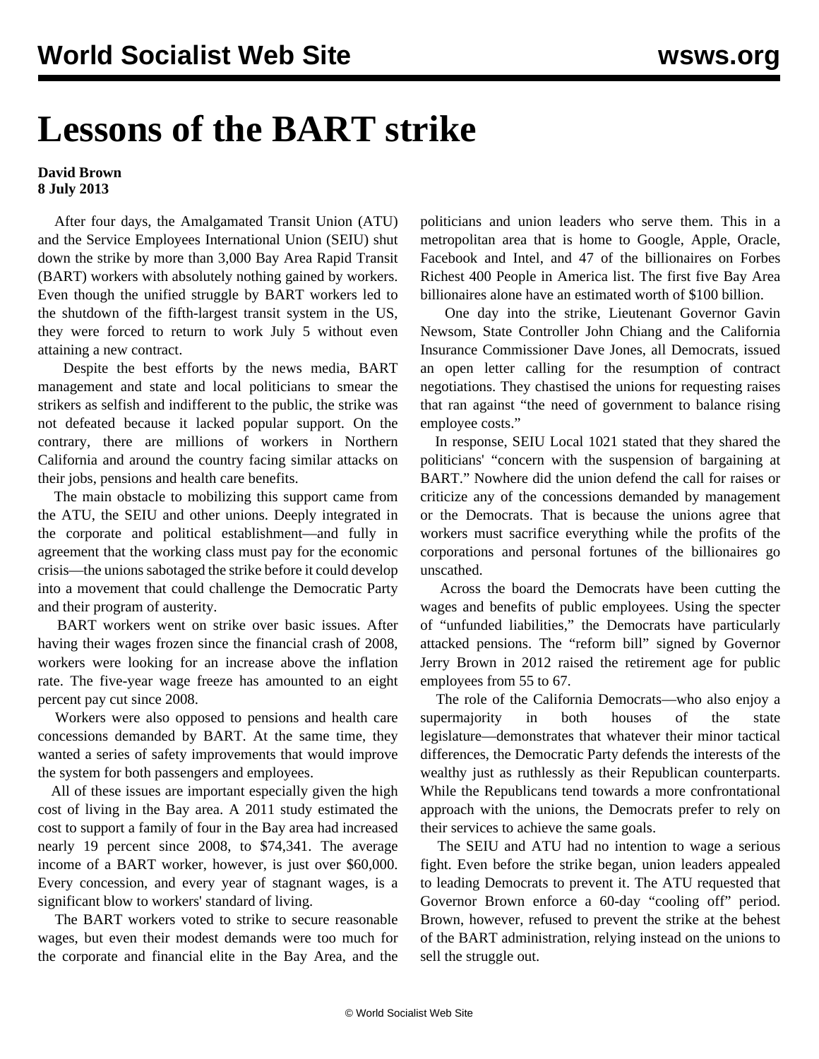# Lessons of the BART strike

**David Brown**
**8 July 2013**

After four days, the Amalgamated Transit Union (ATU) and the Service Employees International Union (SEIU) shut down the strike by more than 3,000 Bay Area Rapid Transit (BART) workers with absolutely nothing gained by workers. Even though the unified struggle by BART workers led to the shutdown of the fifth-largest transit system in the US, they were forced to return to work July 5 without even attaining a new contract.

Despite the best efforts by the news media, BART management and state and local politicians to smear the strikers as selfish and indifferent to the public, the strike was not defeated because it lacked popular support. On the contrary, there are millions of workers in Northern California and around the country facing similar attacks on their jobs, pensions and health care benefits.

The main obstacle to mobilizing this support came from the ATU, the SEIU and other unions. Deeply integrated in the corporate and political establishment—and fully in agreement that the working class must pay for the economic crisis—the unions sabotaged the strike before it could develop into a movement that could challenge the Democratic Party and their program of austerity.

BART workers went on strike over basic issues. After having their wages frozen since the financial crash of 2008, workers were looking for an increase above the inflation rate. The five-year wage freeze has amounted to an eight percent pay cut since 2008.

Workers were also opposed to pensions and health care concessions demanded by BART. At the same time, they wanted a series of safety improvements that would improve the system for both passengers and employees.

All of these issues are important especially given the high cost of living in the Bay area. A 2011 study estimated the cost to support a family of four in the Bay area had increased nearly 19 percent since 2008, to $74,341. The average income of a BART worker, however, is just over $60,000. Every concession, and every year of stagnant wages, is a significant blow to workers' standard of living.

The BART workers voted to strike to secure reasonable wages, but even their modest demands were too much for the corporate and financial elite in the Bay Area, and the politicians and union leaders who serve them. This in a metropolitan area that is home to Google, Apple, Oracle, Facebook and Intel, and 47 of the billionaires on Forbes Richest 400 People in America list. The first five Bay Area billionaires alone have an estimated worth of $100 billion.

One day into the strike, Lieutenant Governor Gavin Newsom, State Controller John Chiang and the California Insurance Commissioner Dave Jones, all Democrats, issued an open letter calling for the resumption of contract negotiations. They chastised the unions for requesting raises that ran against "the need of government to balance rising employee costs."

In response, SEIU Local 1021 stated that they shared the politicians' "concern with the suspension of bargaining at BART." Nowhere did the union defend the call for raises or criticize any of the concessions demanded by management or the Democrats. That is because the unions agree that workers must sacrifice everything while the profits of the corporations and personal fortunes of the billionaires go unscathed.

Across the board the Democrats have been cutting the wages and benefits of public employees. Using the specter of "unfunded liabilities," the Democrats have particularly attacked pensions. The "reform bill" signed by Governor Jerry Brown in 2012 raised the retirement age for public employees from 55 to 67.

The role of the California Democrats—who also enjoy a supermajority in both houses of the state legislature—demonstrates that whatever their minor tactical differences, the Democratic Party defends the interests of the wealthy just as ruthlessly as their Republican counterparts. While the Republicans tend towards a more confrontational approach with the unions, the Democrats prefer to rely on their services to achieve the same goals.

The SEIU and ATU had no intention to wage a serious fight. Even before the strike began, union leaders appealed to leading Democrats to prevent it. The ATU requested that Governor Brown enforce a 60-day "cooling off" period. Brown, however, refused to prevent the strike at the behest of the BART administration, relying instead on the unions to sell the struggle out.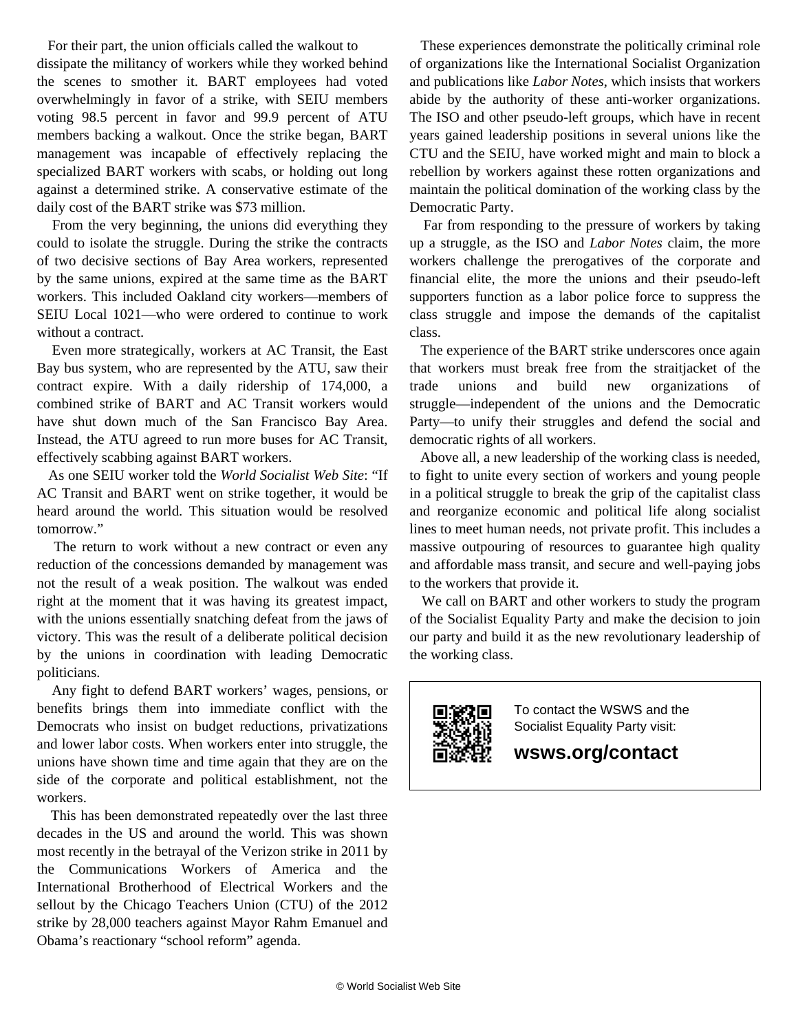For their part, the union officials called the walkout to dissipate the militancy of workers while they worked behind the scenes to smother it. BART employees had voted overwhelmingly in favor of a strike, with SEIU members voting 98.5 percent in favor and 99.9 percent of ATU members backing a walkout. Once the strike began, BART management was incapable of effectively replacing the specialized BART workers with scabs, or holding out long against a determined strike. A conservative estimate of the daily cost of the BART strike was $73 million.

From the very beginning, the unions did everything they could to isolate the struggle. During the strike the contracts of two decisive sections of Bay Area workers, represented by the same unions, expired at the same time as the BART workers. This included Oakland city workers—members of SEIU Local 1021—who were ordered to continue to work without a contract.

Even more strategically, workers at AC Transit, the East Bay bus system, who are represented by the ATU, saw their contract expire. With a daily ridership of 174,000, a combined strike of BART and AC Transit workers would have shut down much of the San Francisco Bay Area. Instead, the ATU agreed to run more buses for AC Transit, effectively scabbing against BART workers.

As one SEIU worker told the *World Socialist Web Site*: "If AC Transit and BART went on strike together, it would be heard around the world. This situation would be resolved tomorrow."

The return to work without a new contract or even any reduction of the concessions demanded by management was not the result of a weak position. The walkout was ended right at the moment that it was having its greatest impact, with the unions essentially snatching defeat from the jaws of victory. This was the result of a deliberate political decision by the unions in coordination with leading Democratic politicians.

Any fight to defend BART workers' wages, pensions, or benefits brings them into immediate conflict with the Democrats who insist on budget reductions, privatizations and lower labor costs. When workers enter into struggle, the unions have shown time and time again that they are on the side of the corporate and political establishment, not the workers.

This has been demonstrated repeatedly over the last three decades in the US and around the world. This was shown most recently in the betrayal of the Verizon strike in 2011 by the Communications Workers of America and the International Brotherhood of Electrical Workers and the sellout by the Chicago Teachers Union (CTU) of the 2012 strike by 28,000 teachers against Mayor Rahm Emanuel and Obama's reactionary "school reform" agenda.

These experiences demonstrate the politically criminal role of organizations like the International Socialist Organization and publications like *Labor Notes*, which insists that workers abide by the authority of these anti-worker organizations. The ISO and other pseudo-left groups, which have in recent years gained leadership positions in several unions like the CTU and the SEIU, have worked might and main to block a rebellion by workers against these rotten organizations and maintain the political domination of the working class by the Democratic Party.

Far from responding to the pressure of workers by taking up a struggle, as the ISO and *Labor Notes* claim, the more workers challenge the prerogatives of the corporate and financial elite, the more the unions and their pseudo-left supporters function as a labor police force to suppress the class struggle and impose the demands of the capitalist class.

The experience of the BART strike underscores once again that workers must break free from the straitjacket of the trade unions and build new organizations of struggle—independent of the unions and the Democratic Party—to unify their struggles and defend the social and democratic rights of all workers.

Above all, a new leadership of the working class is needed, to fight to unite every section of workers and young people in a political struggle to break the grip of the capitalist class and reorganize economic and political life along socialist lines to meet human needs, not private profit. This includes a massive outpouring of resources to guarantee high quality and affordable mass transit, and secure and well-paying jobs to the workers that provide it.

We call on BART and other workers to study the program of the Socialist Equality Party and make the decision to join our party and build it as the new revolutionary leadership of the working class.

To contact the WSWS and the Socialist Equality Party visit:

**wsws.org/contact**